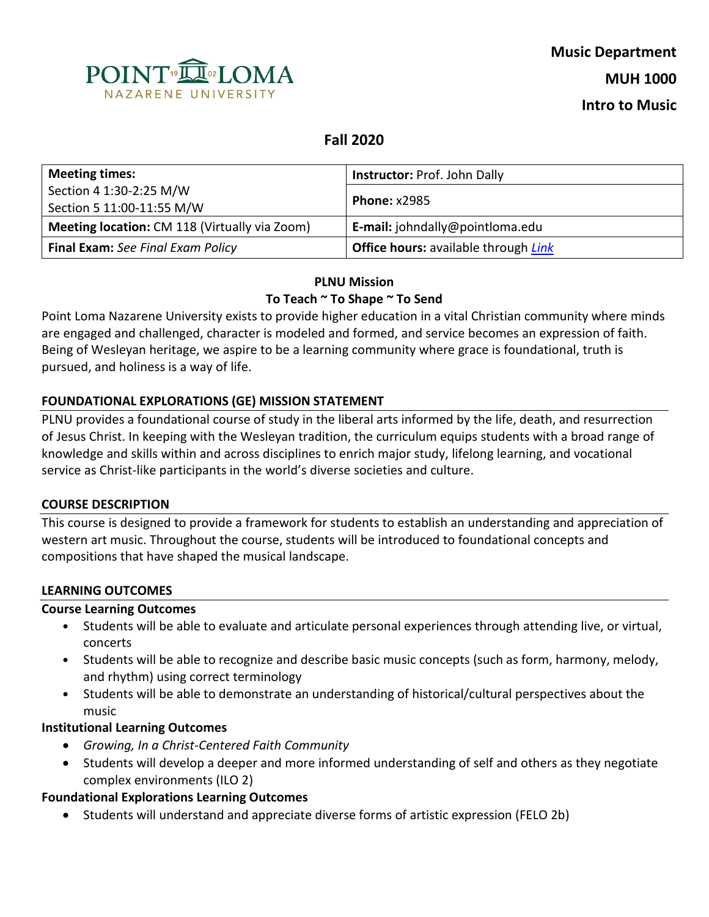POINT LOMA NAZARENE UNIVERSITY

**Music Department**

**MUH 1000**

**Intro to Music**

## Fall 2020

| **Meeting times:** Section 4 1:30-2:25 M/W Section 5 11:00-11:55 M/W | **Instructor:** Prof. John Dally |
|---|---|
| | **Phone:** x2985 |
| **Meeting location:** CM 118 (Virtually via Zoom) | **E-mail:** johndally@pointloma.edu |
| **Final Exam:** *See Final Exam Policy* | **Office hours:** available through *Link* |

**PLNU Mission**

**To Teach ~ To Shape ~ To Send**

Point Loma Nazarene University exists to provide higher education in a vital Christian community where minds are engaged and challenged, character is modeled and formed, and service becomes an expression of faith. Being of Wesleyan heritage, we aspire to be a learning community where grace is foundational, truth is pursued, and holiness is a way of life.

### FOUNDATIONAL EXPLORATIONS (GE) MISSION STATEMENT

PLNU provides a foundational course of study in the liberal arts informed by the life, death, and resurrection of Jesus Christ. In keeping with the Wesleyan tradition, the curriculum equips students with a broad range of knowledge and skills within and across disciplines to enrich major study, lifelong learning, and vocational service as Christ-like participants in the world's diverse societies and culture.

### COURSE DESCRIPTION

This course is designed to provide a framework for students to establish an understanding and appreciation of western art music. Throughout the course, students will be introduced to foundational concepts and compositions that have shaped the musical landscape.

### LEARNING OUTCOMES

**Course Learning Outcomes**

- Students will be able to evaluate and articulate personal experiences through attending live, or virtual, concerts
- Students will be able to recognize and describe basic music concepts (such as form, harmony, melody, and rhythm) using correct terminology
- Students will be able to demonstrate an understanding of historical/cultural perspectives about the music

**Institutional Learning Outcomes**

- *Growing, In a Christ-Centered Faith Community*
- Students will develop a deeper and more informed understanding of self and others as they negotiate complex environments (ILO 2)

**Foundational Explorations Learning Outcomes**

- Students will understand and appreciate diverse forms of artistic expression (FELO 2b)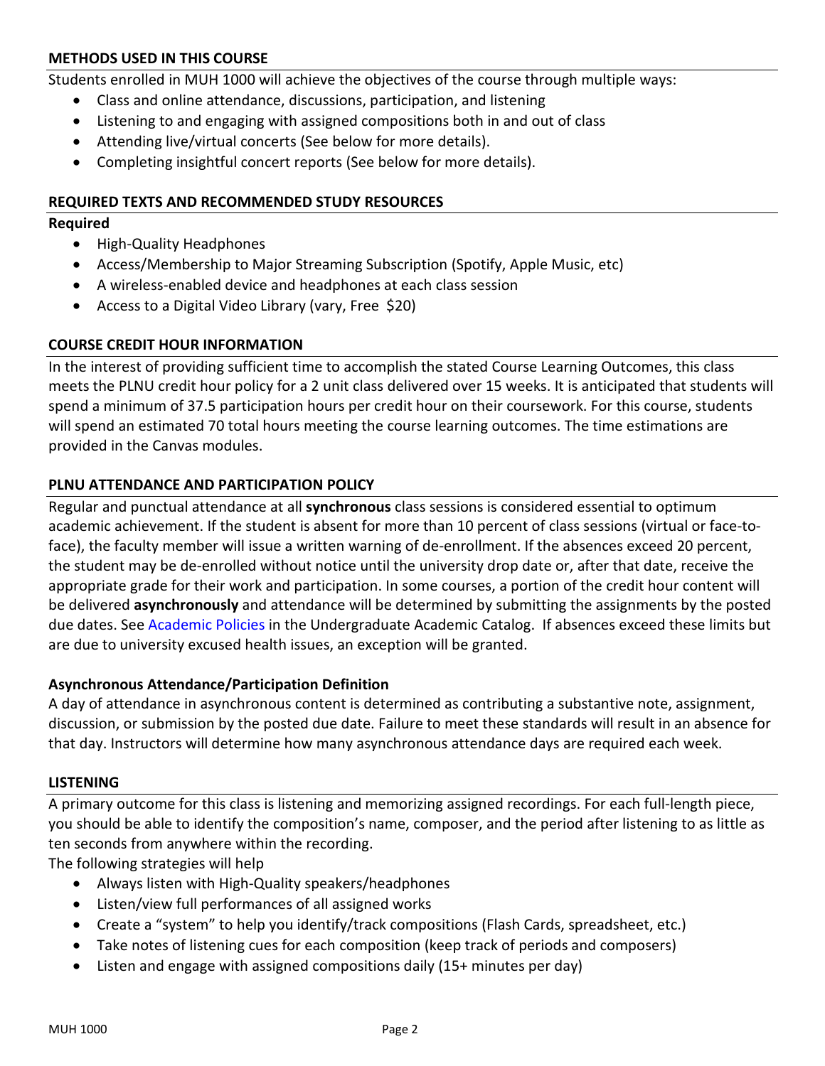## METHODS USED IN THIS COURSE

Students enrolled in MUH 1000 will achieve the objectives of the course through multiple ways:

- Class and online attendance, discussions, participation, and listening
- Listening to and engaging with assigned compositions both in and out of class
- Attending live/virtual concerts (See below for more details).
- Completing insightful concert reports (See below for more details).

## REQUIRED TEXTS AND RECOMMENDED STUDY RESOURCES

**Required**

- High-Quality Headphones
- Access/Membership to Major Streaming Subscription (Spotify, Apple Music, etc)
- A wireless-enabled device and headphones at each class session
- Access to a Digital Video Library (vary, Free  $20)

## COURSE CREDIT HOUR INFORMATION

In the interest of providing sufficient time to accomplish the stated Course Learning Outcomes, this class meets the PLNU credit hour policy for a 2 unit class delivered over 15 weeks. It is anticipated that students will spend a minimum of 37.5 participation hours per credit hour on their coursework. For this course, students will spend an estimated 70 total hours meeting the course learning outcomes. The time estimations are provided in the Canvas modules.

## PLNU ATTENDANCE AND PARTICIPATION POLICY

Regular and punctual attendance at all **synchronous** class sessions is considered essential to optimum academic achievement. If the student is absent for more than 10 percent of class sessions (virtual or face-to-face), the faculty member will issue a written warning of de-enrollment. If the absences exceed 20 percent, the student may be de-enrolled without notice until the university drop date or, after that date, receive the appropriate grade for their work and participation. In some courses, a portion of the credit hour content will be delivered **asynchronously** and attendance will be determined by submitting the assignments by the posted due dates. See Academic Policies in the Undergraduate Academic Catalog. If absences exceed these limits but are due to university excused health issues, an exception will be granted.

### Asynchronous Attendance/Participation Definition

A day of attendance in asynchronous content is determined as contributing a substantive note, assignment, discussion, or submission by the posted due date. Failure to meet these standards will result in an absence for that day. Instructors will determine how many asynchronous attendance days are required each week.

## LISTENING

A primary outcome for this class is listening and memorizing assigned recordings. For each full-length piece, you should be able to identify the composition's name, composer, and the period after listening to as little as ten seconds from anywhere within the recording.

The following strategies will help

- Always listen with High-Quality speakers/headphones
- Listen/view full performances of all assigned works
- Create a "system" to help you identify/track compositions (Flash Cards, spreadsheet, etc.)
- Take notes of listening cues for each composition (keep track of periods and composers)
- Listen and engage with assigned compositions daily (15+ minutes per day)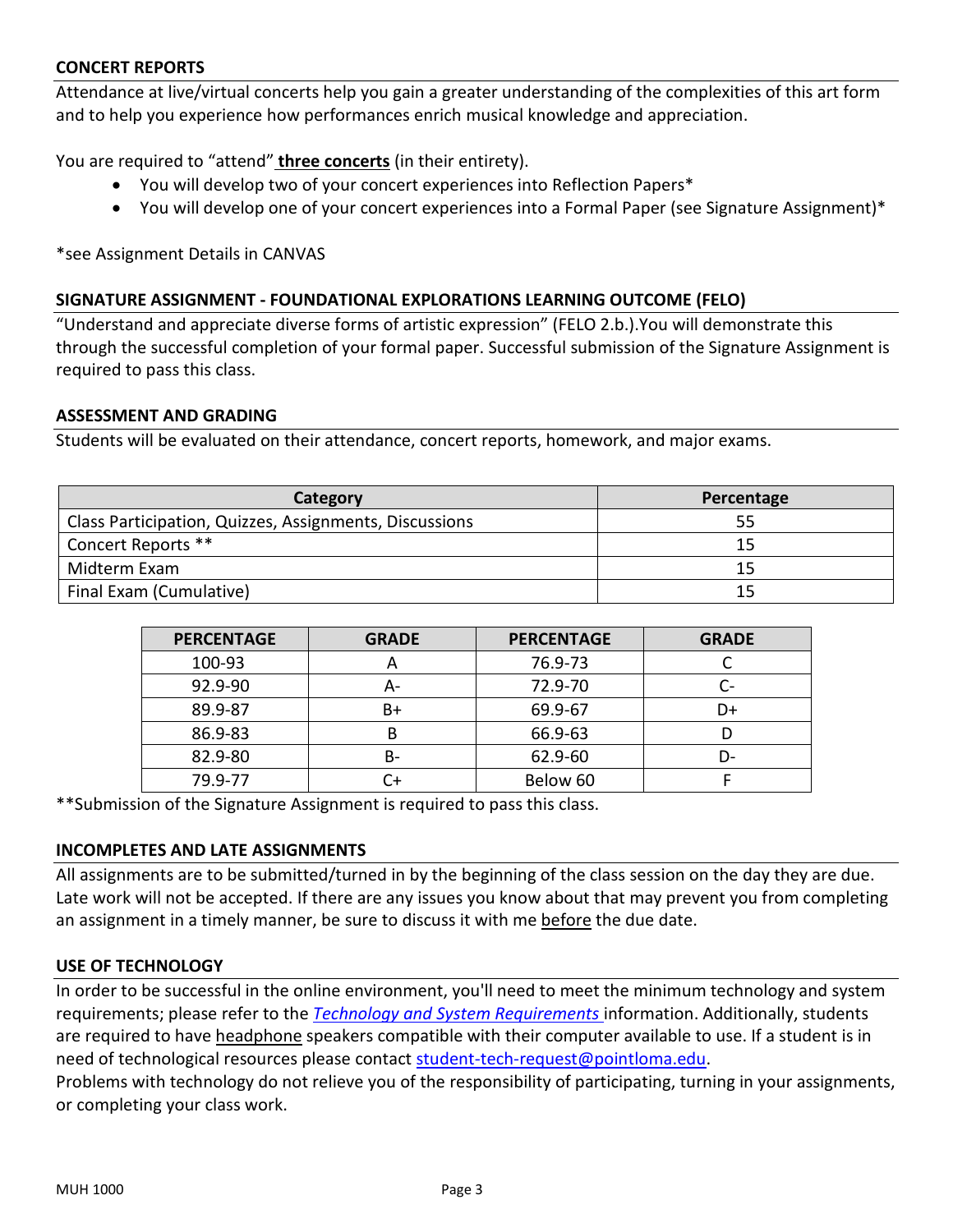## CONCERT REPORTS

Attendance at live/virtual concerts help you gain a greater understanding of the complexities of this art form and to help you experience how performances enrich musical knowledge and appreciation.

You are required to "attend" **three concerts** (in their entirety).

- You will develop two of your concert experiences into Reflection Papers*
- You will develop one of your concert experiences into a Formal Paper (see Signature Assignment)*

*see Assignment Details in CANVAS

## SIGNATURE ASSIGNMENT - FOUNDATIONAL EXPLORATIONS LEARNING OUTCOME (FELO)

"Understand and appreciate diverse forms of artistic expression" (FELO 2.b.).You will demonstrate this through the successful completion of your formal paper. Successful submission of the Signature Assignment is required to pass this class.

## ASSESSMENT AND GRADING

Students will be evaluated on their attendance, concert reports, homework, and major exams.

| Category | Percentage |
|---|---|
| Class Participation, Quizzes, Assignments, Discussions | 55 |
| Concert Reports ** | 15 |
| Midterm Exam | 15 |
| Final Exam (Cumulative) | 15 |

| PERCENTAGE | GRADE | PERCENTAGE | GRADE |
|---|---|---|---|
| 100-93 | A | 76.9-73 | C |
| 92.9-90 | A- | 72.9-70 | C- |
| 89.9-87 | B+ | 69.9-67 | D+ |
| 86.9-83 | B | 66.9-63 | D |
| 82.9-80 | B- | 62.9-60 | D- |
| 79.9-77 | C+ | Below 60 | F |

**Submission of the Signature Assignment is required to pass this class.

## INCOMPLETES AND LATE ASSIGNMENTS

All assignments are to be submitted/turned in by the beginning of the class session on the day they are due. Late work will not be accepted. If there are any issues you know about that may prevent you from completing an assignment in a timely manner, be sure to discuss it with me before the due date.

## USE OF TECHNOLOGY

In order to be successful in the online environment, you'll need to meet the minimum technology and system requirements; please refer to the *Technology and System Requirements* information. Additionally, students are required to have headphone speakers compatible with their computer available to use. If a student is in need of technological resources please contact student-tech-request@pointloma.edu.

Problems with technology do not relieve you of the responsibility of participating, turning in your assignments, or completing your class work.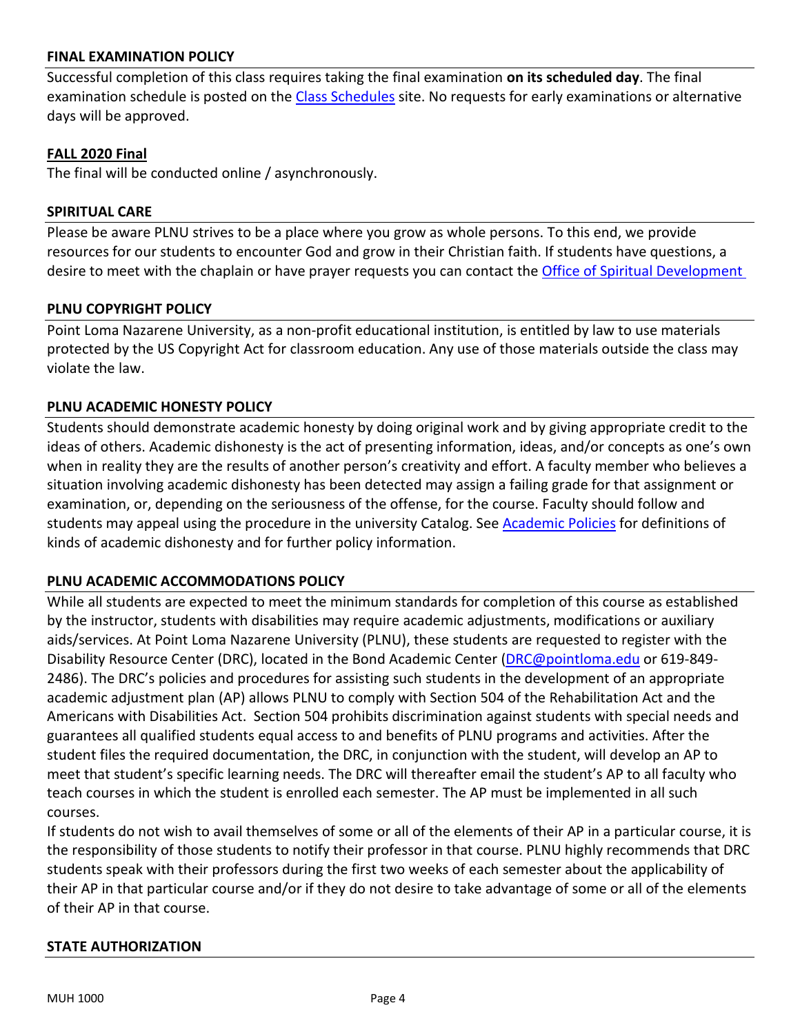## FINAL EXAMINATION POLICY

Successful completion of this class requires taking the final examination **on its scheduled day**. The final examination schedule is posted on the [Class Schedules](#) site. No requests for early examinations or alternative days will be approved.

## FALL 2020 Final

The final will be conducted online / asynchronously.

## SPIRITUAL CARE

Please be aware PLNU strives to be a place where you grow as whole persons. To this end, we provide resources for our students to encounter God and grow in their Christian faith. If students have questions, a desire to meet with the chaplain or have prayer requests you can contact the [Office of Spiritual Development](#)

## PLNU COPYRIGHT POLICY

Point Loma Nazarene University, as a non-profit educational institution, is entitled by law to use materials protected by the US Copyright Act for classroom education. Any use of those materials outside the class may violate the law.

## PLNU ACADEMIC HONESTY POLICY

Students should demonstrate academic honesty by doing original work and by giving appropriate credit to the ideas of others. Academic dishonesty is the act of presenting information, ideas, and/or concepts as one's own when in reality they are the results of another person's creativity and effort. A faculty member who believes a situation involving academic dishonesty has been detected may assign a failing grade for that assignment or examination, or, depending on the seriousness of the offense, for the course. Faculty should follow and students may appeal using the procedure in the university Catalog. See [Academic Policies](#) for definitions of kinds of academic dishonesty and for further policy information.

## PLNU ACADEMIC ACCOMMODATIONS POLICY

While all students are expected to meet the minimum standards for completion of this course as established by the instructor, students with disabilities may require academic adjustments, modifications or auxiliary aids/services. At Point Loma Nazarene University (PLNU), these students are requested to register with the Disability Resource Center (DRC), located in the Bond Academic Center ([DRC@pointloma.edu](mailto:DRC@pointloma.edu) or 619-849-2486). The DRC's policies and procedures for assisting such students in the development of an appropriate academic adjustment plan (AP) allows PLNU to comply with Section 504 of the Rehabilitation Act and the Americans with Disabilities Act. Section 504 prohibits discrimination against students with special needs and guarantees all qualified students equal access to and benefits of PLNU programs and activities. After the student files the required documentation, the DRC, in conjunction with the student, will develop an AP to meet that student's specific learning needs. The DRC will thereafter email the student's AP to all faculty who teach courses in which the student is enrolled each semester. The AP must be implemented in all such courses.

If students do not wish to avail themselves of some or all of the elements of their AP in a particular course, it is the responsibility of those students to notify their professor in that course. PLNU highly recommends that DRC students speak with their professors during the first two weeks of each semester about the applicability of their AP in that particular course and/or if they do not desire to take advantage of some or all of the elements of their AP in that course.

## STATE AUTHORIZATION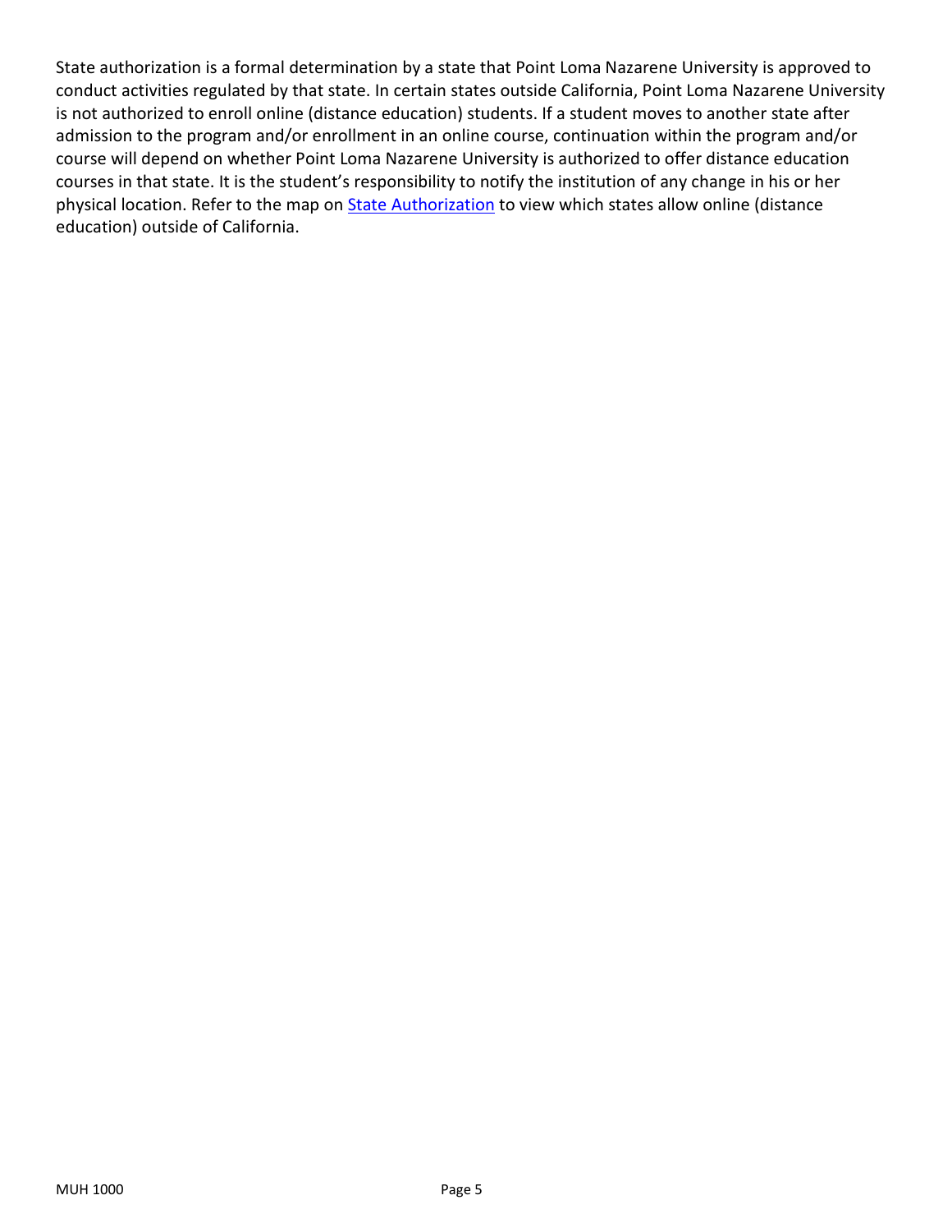State authorization is a formal determination by a state that Point Loma Nazarene University is approved to conduct activities regulated by that state. In certain states outside California, Point Loma Nazarene University is not authorized to enroll online (distance education) students. If a student moves to another state after admission to the program and/or enrollment in an online course, continuation within the program and/or course will depend on whether Point Loma Nazarene University is authorized to offer distance education courses in that state. It is the student's responsibility to notify the institution of any change in his or her physical location. Refer to the map on State Authorization to view which states allow online (distance education) outside of California.